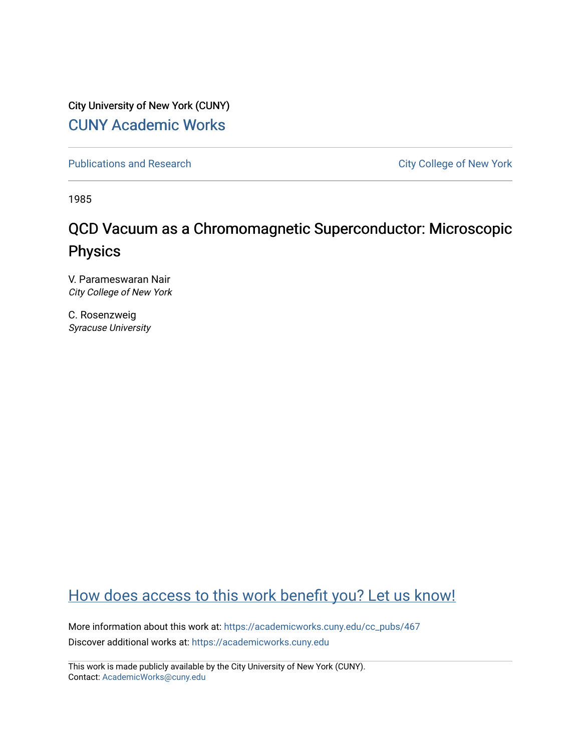City University of New York (CUNY)

CUNY Academic Works

Publications and Research

City College of New York

1985

# QCD Vacuum as a Chromomagnetic Superconductor: Microscopic Physics

V. Parameswaran Nair
*City College of New York*

C. Rosenzweig
*Syracuse University*

How does access to this work benefit you? Let us know!

More information about this work at: https://academicworks.cuny.edu/cc_pubs/467

Discover additional works at: https://academicworks.cuny.edu

This work is made publicly available by the City University of New York (CUNY).
Contact: AcademicWorks@cuny.edu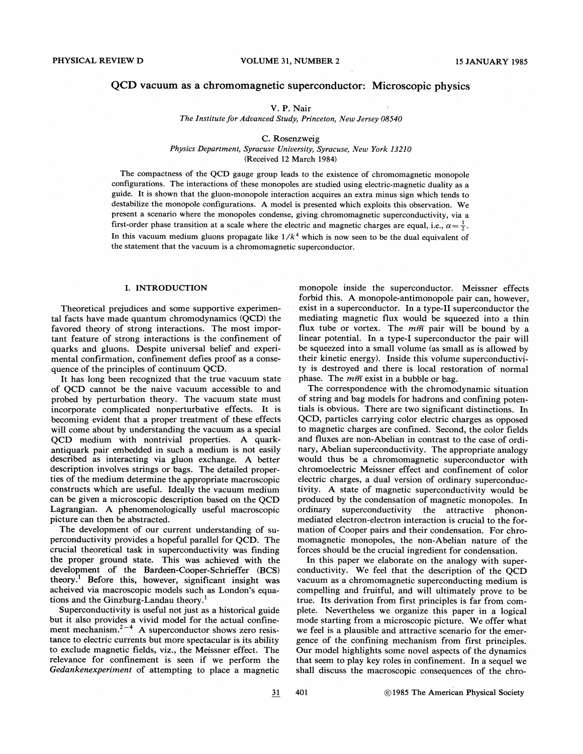# QCD vacuum as a chromomagnetic superconductor: Microscopic physics

V. P. Nair

*The Institute for Advanced Study, Princeton, New Jersey 08540*

C. Rosenzweig

*Physics Department, Syracuse University, Syracuse, New York 13210*

(Received 12 March 1984)

The compactness of the QCD gauge group leads to the existence of chromomagnetic monopole configurations. The interactions of these monopoles are studied using electric-magnetic duality as a guide. It is shown that the gluon-monopole interaction acquires an extra minus sign which tends to destabilize the monopole configurations. A model is presented which exploits this observation. We present a scenario where the monopoles condense, giving chromomagnetic superconductivity, via a first-order phase transition at a scale where the electric and magnetic charges are equal, i.e., $\alpha = \frac{1}{2}$. In this vacuum medium gluons propagate like $1/k^4$ which is now seen to be the dual equivalent of the statement that the vacuum is a chromomagnetic superconductor.

## I. INTRODUCTION

Theoretical prejudices and some supportive experimental facts have made quantum chromodynamics (QCD) the favored theory of strong interactions. The most important feature of strong interactions is the confinement of quarks and gluons. Despite universal belief and experimental confirmation, confinement defies proof as a consequence of the principles of continuum QCD.

It has long been recognized that the true vacuum state of QCD cannot be the naive vacuum accessible to and probed by perturbation theory. The vacuum state must incorporate complicated nonperturbative effects. It is becoming evident that a proper treatment of these effects will come about by understanding the vacuum as a special QCD medium with nontrivial properties. A quark-antiquark pair embedded in such a medium is not easily described as interacting via gluon exchange. A better description involves strings or bags. The detailed properties of the medium determine the appropriate macroscopic constructs which are useful. Ideally the vacuum medium can be given a microscopic description based on the QCD Lagrangian. A phenomenologically useful macroscopic picture can then be abstracted.

The development of our current understanding of superconductivity provides a hopeful parallel for QCD. The crucial theoretical task in superconductivity was finding the proper ground state. This was achieved with the development of the Bardeen-Cooper-Schrieffer (BCS) theory.[1] Before this, however, significant insight was acheived via macroscopic models such as London's equations and the Ginzburg-Landau theory.[1]

Superconductivity is useful not just as a historical guide but it also provides a vivid model for the actual confinement mechanism.[2-4] A superconductor shows zero resistance to electric currents but more spectacular is its ability to exclude magnetic fields, viz., the Meissner effect. The relevance for confinement is seen if we perform the *Gedankenexperiment* of attempting to place a magnetic monopole inside the superconductor. Meissner effects forbid this. A monopole-antimonopole pair can, however, exist in a superconductor. In a type-II superconductor the mediating magnetic flux would be squeezed into a thin flux tube or vortex. The $m\bar{m}$ pair will be bound by a linear potential. In a type-I superconductor the pair will be squeezed into a small volume (as small as is allowed by their kinetic energy). Inside this volume superconductivity is destroyed and there is local restoration of normal phase. The $m\bar{m}$ exist in a bubble or bag.

The correspondence with the chromodynamic situation of string and bag models for hadrons and confining potentials is obvious. There are two significant distinctions. In QCD, particles carrying color electric charges as opposed to magnetic charges are confined. Second, the color fields and fluxes are non-Abelian in contrast to the case of ordinary, Abelian superconductivity. The appropriate analogy would thus be a chromomagnetic superconductor with chromoelectric Meissner effect and confinement of color electric charges, a dual version of ordinary superconductivity. A state of magnetic superconductivity would be produced by the condensation of magnetic monopoles. In ordinary superconductivity the attractive phonon-mediated electron-electron interaction is crucial to the formation of Cooper pairs and their condensation. For chromomagnetic monopoles, the non-Abelian nature of the forces should be the crucial ingredient for condensation.

In this paper we elaborate on the analogy with superconductivity. We feel that the description of the QCD vacuum as a chromomagnetic superconducting medium is compelling and fruitful, and will ultimately prove to be true. Its derivation from first principles is far from complete. Nevertheless we organize this paper in a logical mode starting from a microscopic picture. We offer what we feel is a plausible and attractive scenario for the emergence of the confining mechanism from first principles. Our model highlights some novel aspects of the dynamics that seem to play key roles in confinement. In a sequel we shall discuss the macroscopic consequences of the chro-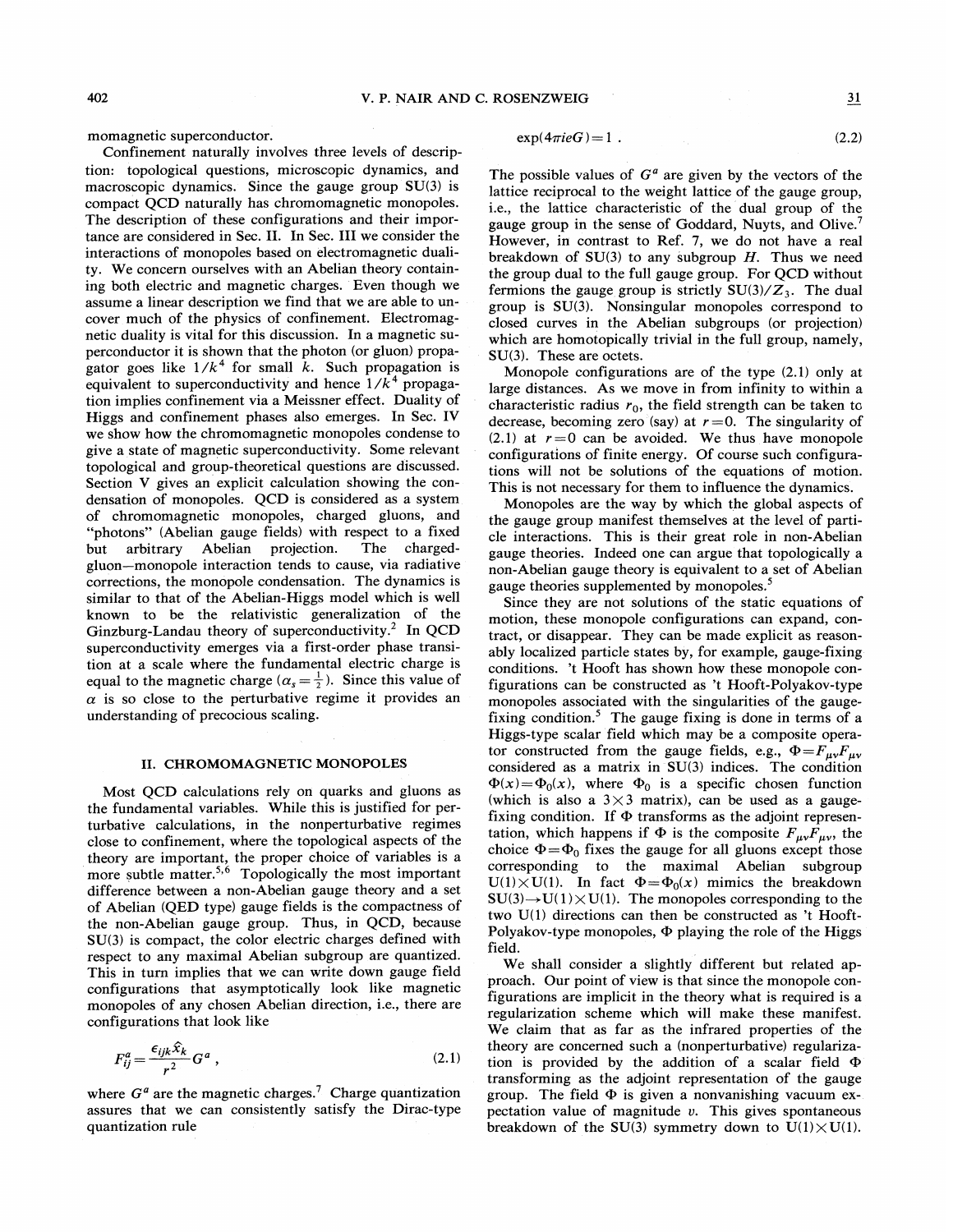momagnetic superconductor.

Confinement naturally involves three levels of description: topological questions, microscopic dynamics, and macroscopic dynamics. Since the gauge group SU(3) is compact QCD naturally has chromomagnetic monopoles. The description of these configurations and their importance are considered in Sec. II. In Sec. III we consider the interactions of monopoles based on electromagnetic duality. We concern ourselves with an Abelian theory containing both electric and magnetic charges. Even though we assume a linear description we find that we are able to uncover much of the physics of confinement. Electromagnetic duality is vital for this discussion. In a magnetic superconductor it is shown that the photon (or gluon) propagator goes like $1/k^4$ for small $k$. Such propagation is equivalent to superconductivity and hence $1/k^4$ propagation implies confinement via a Meissner effect. Duality of Higgs and confinement phases also emerges. In Sec. IV we show how the chromomagnetic monopoles condense to give a state of magnetic superconductivity. Some relevant topological and group-theoretical questions are discussed. Section V gives an explicit calculation showing the condensation of monopoles. QCD is considered as a system of chromomagnetic monopoles, charged gluons, and "photons" (Abelian gauge fields) with respect to a fixed but arbitrary Abelian projection. The charged-gluon—monopole interaction tends to cause, via radiative corrections, the monopole condensation. The dynamics is similar to that of the Abelian-Higgs model which is well known to be the relativistic generalization of the Ginzburg-Landau theory of superconductivity.[2] In QCD superconductivity emerges via a first-order phase transition at a scale where the fundamental electric charge is equal to the magnetic charge ($\alpha_s = \frac{1}{2}$). Since this value of $\alpha$ is so close to the perturbative regime it provides an understanding of precocious scaling.

## II. CHROMOMAGNETIC MONOPOLES

Most QCD calculations rely on quarks and gluons as the fundamental variables. While this is justified for perturbative calculations, in the nonperturbative regimes close to confinement, where the topological aspects of the theory are important, the proper choice of variables is a more subtle matter.[5,6] Topologically the most important difference between a non-Abelian gauge theory and a set of Abelian (QED type) gauge fields is the compactness of the non-Abelian gauge group. Thus, in QCD, because SU(3) is compact, the color electric charges defined with respect to any maximal Abelian subgroup are quantized. This in turn implies that we can write down gauge field configurations that asymptotically look like magnetic monopoles of any chosen Abelian direction, i.e., there are configurations that look like

$$F_{ij}^a = \frac{\epsilon_{ijk}\hat{x}_k}{r^2} G^a , \tag{2.1}$$

where $G^a$ are the magnetic charges.[7] Charge quantization assures that we can consistently satisfy the Dirac-type quantization rule

$$\exp(4\pi i e G) = 1 . \tag{2.2}$$

The possible values of $G^a$ are given by the vectors of the lattice reciprocal to the weight lattice of the gauge group, i.e., the lattice characteristic of the dual group of the gauge group in the sense of Goddard, Nuyts, and Olive.[7] However, in contrast to Ref. 7, we do not have a real breakdown of SU(3) to any subgroup $H$. Thus we need the group dual to the full gauge group. For QCD without fermions the gauge group is strictly $SU(3)/Z_3$. The dual group is SU(3). Nonsingular monopoles correspond to closed curves in the Abelian subgroups (or projection) which are homotopically trivial in the full group, namely, SU(3). These are octets.

Monopole configurations are of the type (2.1) only at large distances. As we move in from infinity to within a characteristic radius $r_0$, the field strength can be taken to decrease, becoming zero (say) at $r=0$. The singularity of (2.1) at $r=0$ can be avoided. We thus have monopole configurations of finite energy. Of course such configurations will not be solutions of the equations of motion. This is not necessary for them to influence the dynamics.

Monopoles are the way by which the global aspects of the gauge group manifest themselves at the level of particle interactions. This is their great role in non-Abelian gauge theories. Indeed one can argue that topologically a non-Abelian gauge theory is equivalent to a set of Abelian gauge theories supplemented by monopoles.[5]

Since they are not solutions of the static equations of motion, these monopole configurations can expand, contract, or disappear. They can be made explicit as reasonably localized particle states by, for example, gauge-fixing conditions. 't Hooft has shown how these monopole configurations can be constructed as 't Hooft-Polyakov-type monopoles associated with the singularities of the gauge-fixing condition.[5] The gauge fixing is done in terms of a Higgs-type scalar field which may be a composite operator constructed from the gauge fields, e.g., $\Phi = F_{\mu\nu}F_{\mu\nu}$ considered as a matrix in SU(3) indices. The condition $\Phi(x) = \Phi_0(x)$, where $\Phi_0$ is a specific chosen function (which is also a $3\times 3$ matrix), can be used as a gauge-fixing condition. If $\Phi$ transforms as the adjoint representation, which happens if $\Phi$ is the composite $F_{\mu\nu}F_{\mu\nu}$, the choice $\Phi = \Phi_0$ fixes the gauge for all gluons except those corresponding to the maximal Abelian subgroup $U(1)\times U(1)$. In fact $\Phi = \Phi_0(x)$ mimics the breakdown $SU(3) \to U(1)\times U(1)$. The monopoles corresponding to the two U(1) directions can then be constructed as 't Hooft-Polyakov-type monopoles, $\Phi$ playing the role of the Higgs field.

We shall consider a slightly different but related approach. Our point of view is that since the monopole configurations are implicit in the theory what is required is a regularization scheme which will make these manifest. We claim that as far as the infrared properties of the theory are concerned such a (nonperturbative) regularization is provided by the addition of a scalar field $\Phi$ transforming as the adjoint representation of the gauge group. The field $\Phi$ is given a nonvanishing vacuum expectation value of magnitude $v$. This gives spontaneous breakdown of the SU(3) symmetry down to $U(1)\times U(1)$.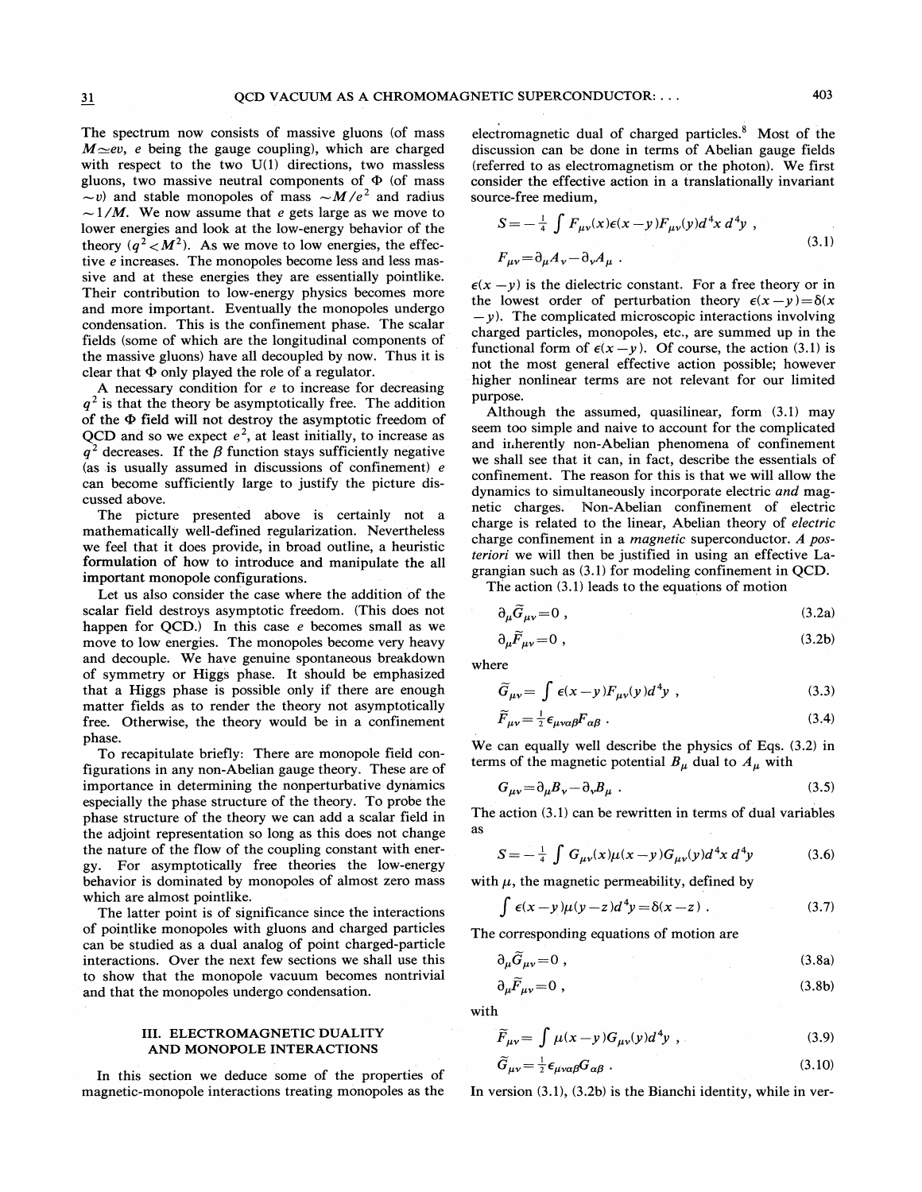The spectrum now consists of massive gluons (of mass $M \simeq ev$, $e$ being the gauge coupling), which are charged with respect to the two U(1) directions, two massless gluons, two massive neutral components of $\Phi$ (of mass $\sim v$) and stable monopoles of mass $\sim M/e^2$ and radius $\sim 1/M$. We now assume that $e$ gets large as we move to lower energies and look at the low-energy behavior of the theory ($q^2 < M^2$). As we move to low energies, the effective $e$ increases. The monopoles become less and less massive and at these energies they are essentially pointlike. Their contribution to low-energy physics becomes more and more important. Eventually the monopoles undergo condensation. This is the confinement phase. The scalar fields (some of which are the longitudinal components of the massive gluons) have all decoupled by now. Thus it is clear that $\Phi$ only played the role of a regulator.

A necessary condition for $e$ to increase for decreasing $q^2$ is that the theory be asymptotically free. The addition of the $\Phi$ field will not destroy the asymptotic freedom of QCD and so we expect $e^2$, at least initially, to increase as $q^2$ decreases. If the $\beta$ function stays sufficiently negative (as is usually assumed in discussions of confinement) $e$ can become sufficiently large to justify the picture discussed above.

The picture presented above is certainly not a mathematically well-defined regularization. Nevertheless we feel that it does provide, in broad outline, a heuristic formulation of how to introduce and manipulate the all important monopole configurations.

Let us also consider the case where the addition of the scalar field destroys asymptotic freedom. (This does not happen for QCD.) In this case $e$ becomes small as we move to low energies. The monopoles become very heavy and decouple. We have genuine spontaneous breakdown of symmetry or Higgs phase. It should be emphasized that a Higgs phase is possible only if there are enough matter fields as to render the theory not asymptotically free. Otherwise, the theory would be in a confinement phase.

To recapitulate briefly: There are monopole field configurations in any non-Abelian gauge theory. These are of importance in determining the nonperturbative dynamics especially the phase structure of the theory. To probe the phase structure of the theory we can add a scalar field in the adjoint representation so long as this does not change the nature of the flow of the coupling constant with energy. For asymptotically free theories the low-energy behavior is dominated by monopoles of almost zero mass which are almost pointlike.

The latter point is of significance since the interactions of pointlike monopoles with gluons and charged particles can be studied as a dual analog of point charged-particle interactions. Over the next few sections we shall use this to show that the monopole vacuum becomes nontrivial and that the monopoles undergo condensation.

## III. ELECTROMAGNETIC DUALITY AND MONOPOLE INTERACTIONS

In this section we deduce some of the properties of magnetic-monopole interactions treating monopoles as the electromagnetic dual of charged particles.[8] Most of the discussion can be done in terms of Abelian gauge fields (referred to as electromagnetism or the photon). We first consider the effective action in a translationally invariant source-free medium,

$$S = -\tfrac{1}{4}\int F_{\mu\nu}(x)\epsilon(x-y)F_{\mu\nu}(y)d^4x\,d^4y\ ,$$
$$F_{\mu\nu} = \partial_\mu A_\nu - \partial_\nu A_\mu\ . \tag{3.1}$$

$\epsilon(x-y)$ is the dielectric constant. For a free theory or in the lowest order of perturbation theory $\epsilon(x-y) = \delta(x-y)$. The complicated microscopic interactions involving charged particles, monopoles, etc., are summed up in the functional form of $\epsilon(x-y)$. Of course, the action (3.1) is not the most general effective action possible; however higher nonlinear terms are not relevant for our limited purpose.

Although the assumed, quasilinear, form (3.1) may seem too simple and naive to account for the complicated and inherently non-Abelian phenomena of confinement we shall see that it can, in fact, describe the essentials of confinement. The reason for this is that we will allow the dynamics to simultaneously incorporate electric *and* magnetic charges. Non-Abelian confinement of electric charge is related to the linear, Abelian theory of *electric* charge confinement in a *magnetic* superconductor. *A posteriori* we will then be justified in using an effective Lagrangian such as (3.1) for modeling confinement in QCD.

The action (3.1) leads to the equations of motion

$$\partial_\mu \widetilde{G}_{\mu\nu} = 0\ , \tag{3.2a}$$

$$\partial_\mu \widetilde{F}_{\mu\nu} = 0\ , \tag{3.2b}$$

where

$$\widetilde{G}_{\mu\nu} = \int \epsilon(x-y)F_{\mu\nu}(y)d^4y\ , \tag{3.3}$$

$$\widetilde{F}_{\mu\nu} = \tfrac{1}{2}\epsilon_{\mu\nu\alpha\beta}F_{\alpha\beta}\ . \tag{3.4}$$

We can equally well describe the physics of Eqs. (3.2) in terms of the magnetic potential $B_\mu$ dual to $A_\mu$ with

$$G_{\mu\nu} = \partial_\mu B_\nu - \partial_\nu B_\mu\ . \tag{3.5}$$

The action (3.1) can be rewritten in terms of dual variables as

$$S = -\tfrac{1}{4}\int G_{\mu\nu}(x)\mu(x-y)G_{\mu\nu}(y)d^4x\,d^4y \tag{3.6}$$

with $\mu$, the magnetic permeability, defined by

$$\int \epsilon(x-y)\mu(y-z)d^4y = \delta(x-z)\ . \tag{3.7}$$

The corresponding equations of motion are

$$\partial_\mu \widetilde{G}_{\mu\nu} = 0\ , \tag{3.8a}$$

$$\partial_\mu \widetilde{F}_{\mu\nu} = 0\ , \tag{3.8b}$$

with

$$\widetilde{F}_{\mu\nu} = \int \mu(x-y)G_{\mu\nu}(y)d^4y\ , \tag{3.9}$$

$$\widetilde{G}_{\mu\nu} = \tfrac{1}{2}\epsilon_{\mu\nu\alpha\beta}G_{\alpha\beta}\ . \tag{3.10}$$

In version (3.1), (3.2b) is the Bianchi identity, while in ver-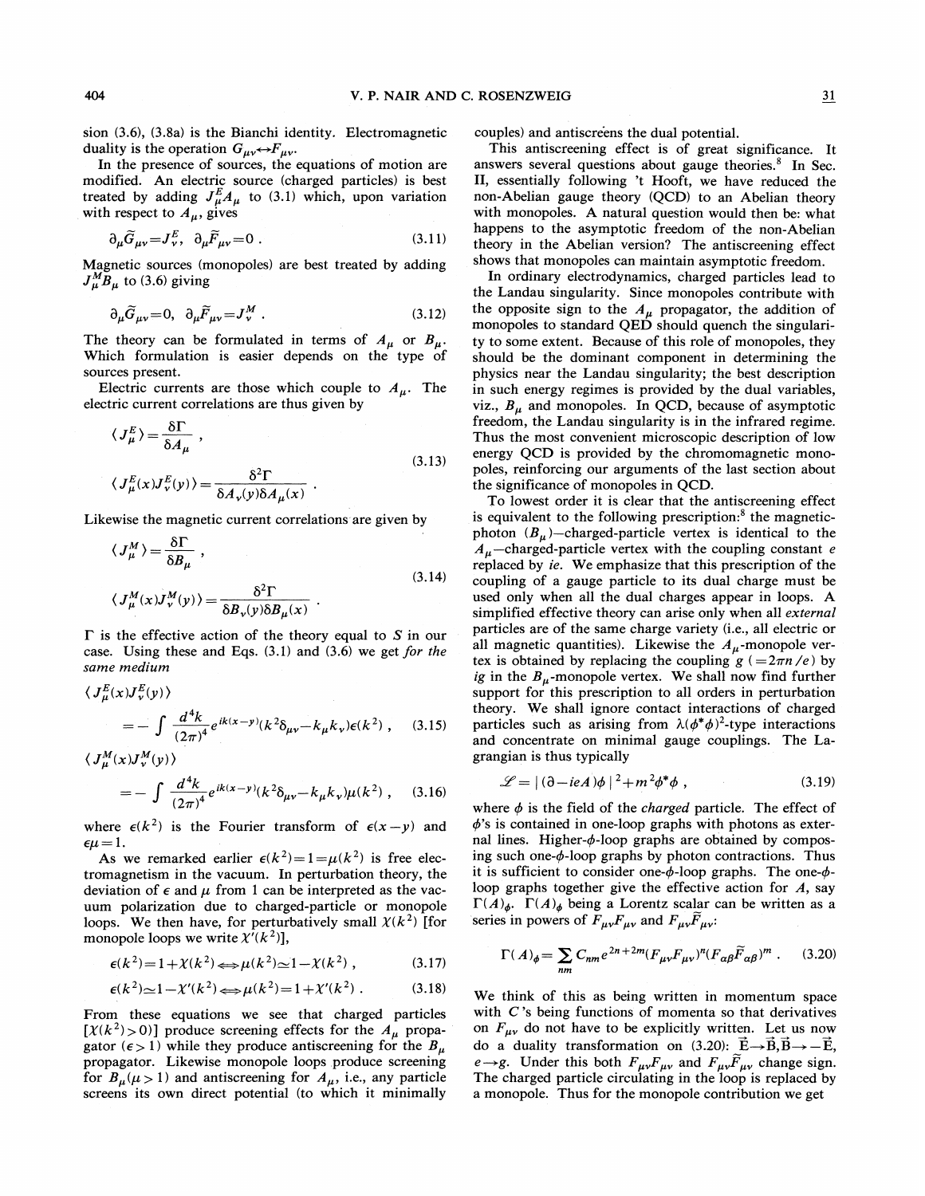sion (3.6), (3.8a) is the Bianchi identity. Electromagnetic duality is the operation $G_{\mu\nu} \leftrightarrow F_{\mu\nu}$.

In the presence of sources, the equations of motion are modified. An electric source (charged particles) is best treated by adding $J_\mu^E A_\mu$ to (3.1) which, upon variation with respect to $A_\mu$, gives

$$\partial_\mu \tilde{G}_{\mu\nu} = J_\nu^E, \quad \partial_\mu \tilde{F}_{\mu\nu} = 0 \; . \tag{3.11}$$

Magnetic sources (monopoles) are best treated by adding $J_\mu^M B_\mu$ to (3.6) giving

$$\partial_\mu \tilde{G}_{\mu\nu} = 0, \quad \partial_\mu \tilde{F}_{\mu\nu} = J_\nu^M \; . \tag{3.12}$$

The theory can be formulated in terms of $A_\mu$ or $B_\mu$. Which formulation is easier depends on the type of sources present.

Electric currents are those which couple to $A_\mu$. The electric current correlations are thus given by

$$\begin{aligned} \langle J_\mu^E \rangle &= \frac{\delta \Gamma}{\delta A_\mu} \; , \\ \langle J_\mu^E(x) J_\nu^E(y) \rangle &= \frac{\delta^2 \Gamma}{\delta A_\nu(y) \delta A_\mu(x)} \; . \end{aligned} \tag{3.13}$$

Likewise the magnetic current correlations are given by

$$\begin{aligned} \langle J_\mu^M \rangle &= \frac{\delta \Gamma}{\delta B_\mu} \; , \\ \langle J_\mu^M(x) J_\nu^M(y) \rangle &= \frac{\delta^2 \Gamma}{\delta B_\nu(y) \delta B_\mu(x)} \; . \end{aligned} \tag{3.14}$$

$\Gamma$ is the effective action of the theory equal to $S$ in our case. Using these and Eqs. (3.1) and (3.6) we get *for the same medium*

$$\langle J_\mu^E(x) J_\nu^E(y) \rangle = -\int \frac{d^4k}{(2\pi)^4} e^{ik(x-y)} (k^2 \delta_{\mu\nu} - k_\mu k_\nu) \epsilon(k^2) \; , \tag{3.15}$$

$$\langle J_\mu^M(x) J_\nu^M(y) \rangle = -\int \frac{d^4k}{(2\pi)^4} e^{ik(x-y)} (k^2 \delta_{\mu\nu} - k_\mu k_\nu) \mu(k^2) \; , \tag{3.16}$$

where $\epsilon(k^2)$ is the Fourier transform of $\epsilon(x-y)$ and $\epsilon\mu = 1$.

As we remarked earlier $\epsilon(k^2) = 1 = \mu(k^2)$ is free electromagnetism in the vacuum. In perturbation theory, the deviation of $\epsilon$ and $\mu$ from 1 can be interpreted as the vacuum polarization due to charged-particle or monopole loops. We then have, for perturbatively small $\chi(k^2)$ [for monopole loops we write $\chi'(k^2)$],

$$\epsilon(k^2) = 1 + \chi(k^2) \Longleftrightarrow \mu(k^2) \simeq 1 - \chi(k^2) \; , \tag{3.17}$$

$$\epsilon(k^2) \simeq 1 - \chi'(k^2) \Longleftrightarrow \mu(k^2) = 1 + \chi'(k^2) \; . \tag{3.18}$$

From these equations we see that charged particles $[\chi(k^2) > 0]$ produce screening effects for the $A_\mu$ propagator ($\epsilon > 1$) while they produce antiscreening for the $B_\mu$ propagator. Likewise monopole loops produce screening for $B_\mu (\mu > 1)$ and antiscreening for $A_\mu$, i.e., any particle screens its own direct potential (to which it minimally couples) and antiscreens the dual potential.

This antiscreening effect is of great significance. It answers several questions about gauge theories.[8] In Sec. II, essentially following 't Hooft, we have reduced the non-Abelian gauge theory (QCD) to an Abelian theory with monopoles. A natural question would then be: what happens to the asymptotic freedom of the non-Abelian theory in the Abelian version? The antiscreening effect shows that monopoles can maintain asymptotic freedom.

In ordinary electrodynamics, charged particles lead to the Landau singularity. Since monopoles contribute with the opposite sign to the $A_\mu$ propagator, the addition of monopoles to standard QED should quench the singularity to some extent. Because of this role of monopoles, they should be the dominant component in determining the physics near the Landau singularity; the best description in such energy regimes is provided by the dual variables, viz., $B_\mu$ and monopoles. In QCD, because of asymptotic freedom, the Landau singularity is in the infrared regime. Thus the most convenient microscopic description of low energy QCD is provided by the chromomagnetic monopoles, reinforcing our arguments of the last section about the significance of monopoles in QCD.

To lowest order it is clear that the antiscreening effect is equivalent to the following prescription:[8] the magnetic-photon ($B_\mu$)—charged-particle vertex is identical to the $A_\mu$—charged-particle vertex with the coupling constant $e$ replaced by $ie$. We emphasize that this prescription of the coupling of a gauge particle to its dual charge must be used only when all the dual charges appear in loops. A simplified effective theory can arise only when all *external* particles are of the same charge variety (i.e., all electric or all magnetic quantities). Likewise the $A_\mu$-monopole vertex is obtained by replacing the coupling $g$ ($=2\pi n/e$) by $ig$ in the $B_\mu$-monopole vertex. We shall now find further support for this prescription to all orders in perturbation theory. We shall ignore contact interactions of charged particles such as arising from $\lambda(\phi^*\phi)^2$-type interactions and concentrate on minimal gauge couplings. The Lagrangian is thus typically

$$\mathscr{L} = |(\partial - ieA)\phi|^2 + m^2 \phi^* \phi \; , \tag{3.19}$$

where $\phi$ is the field of the *charged* particle. The effect of $\phi$'s is contained in one-loop graphs with photons as external lines. Higher-$\phi$-loop graphs are obtained by composing such one-$\phi$-loop graphs by photon contractions. Thus it is sufficient to consider one-$\phi$-loop graphs. The one-$\phi$-loop graphs together give the effective action for $A$, say $\Gamma(A)_\phi$. $\Gamma(A)_\phi$ being a Lorentz scalar can be written as a series in powers of $F_{\mu\nu}F_{\mu\nu}$ and $F_{\mu\nu}\tilde{F}_{\mu\nu}$:

$$\Gamma(A)_\phi = \sum_{nm} C_{nm} e^{2n+2m} (F_{\mu\nu}F_{\mu\nu})^n (F_{\alpha\beta}\tilde{F}_{\alpha\beta})^m \; . \tag{3.20}$$

We think of this as being written in momentum space with $C$'s being functions of momenta so that derivatives on $F_{\mu\nu}$ do not have to be explicitly written. Let us now do a duality transformation on (3.20): $\vec{E} \to \vec{B}, \vec{B} \to -\vec{E}$, $e \to g$. Under this both $F_{\mu\nu}F_{\mu\nu}$ and $F_{\mu\nu}\tilde{F}_{\mu\nu}$ change sign. The charged particle circulating in the loop is replaced by a monopole. Thus for the monopole contribution we get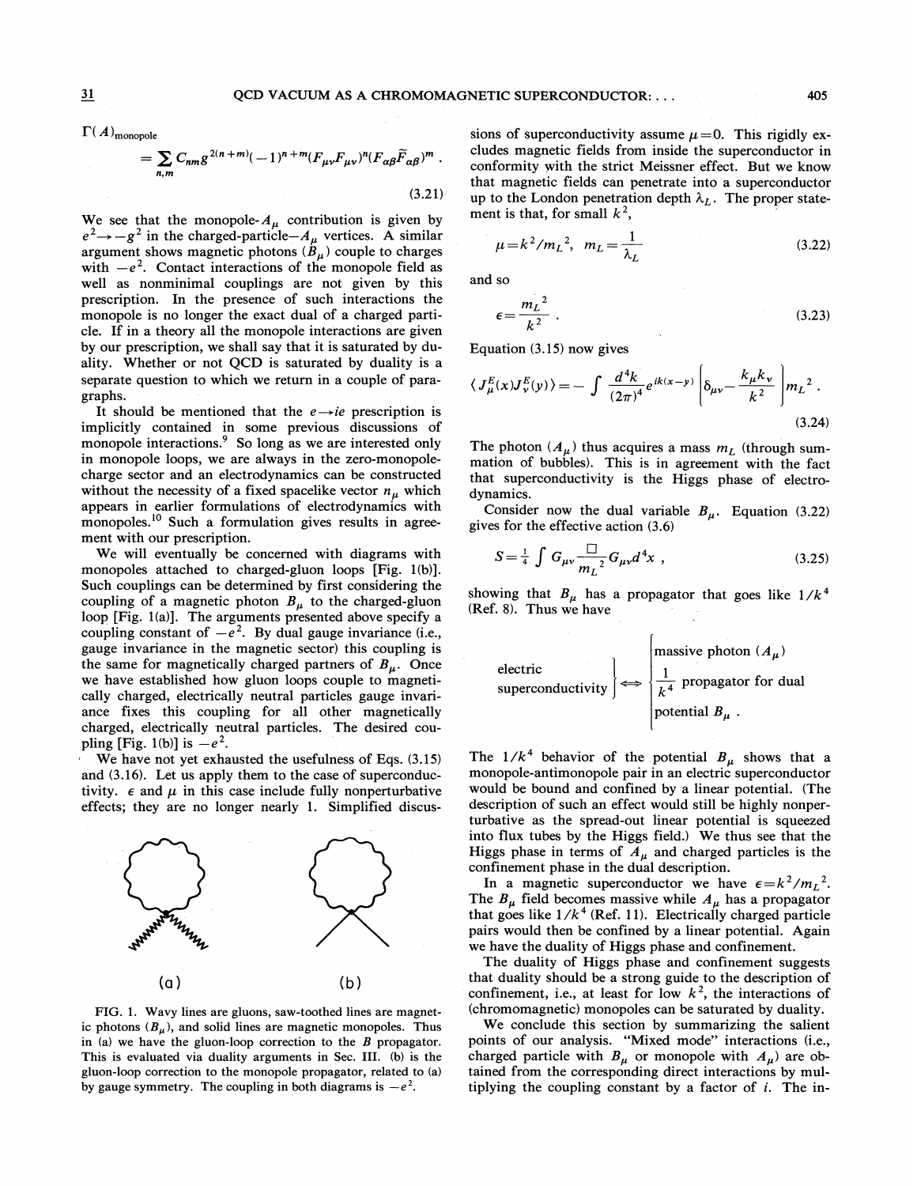$$\Gamma(A)_{\text{monopole}} = \sum_{n,m} C_{nm} g^{2(n+m)}(-1)^{n+m}(F_{\mu\nu}F_{\mu\nu})^n (F_{\alpha\beta}\tilde{F}_{\alpha\beta})^m \,. \tag{3.21}$$

We see that the monopole-$A_\mu$ contribution is given by $e^2 \to -g^2$ in the charged-particle—$A_\mu$ vertices. A similar argument shows magnetic photons ($B_\mu$) couple to charges with $-e^2$. Contact interactions of the monopole field as well as nonminimal couplings are not given by this prescription. In the presence of such interactions the monopole is no longer the exact dual of a charged particle. If in a theory all the monopole interactions are given by our prescription, we shall say that it is saturated by duality. Whether or not QCD is saturated by duality is a separate question to which we return in a couple of paragraphs.

It should be mentioned that the $e \to ie$ prescription is implicitly contained in some previous discussions of monopole interactions.[9] So long as we are interested only in monopole loops, we are always in the zero-monopole-charge sector and an electrodynamics can be constructed without the necessity of a fixed spacelike vector $n_\mu$ which appears in earlier formulations of electrodynamics with monopoles.[10] Such a formulation gives results in agreement with our prescription.

We will eventually be concerned with diagrams with monopoles attached to charged-gluon loops [Fig. 1(b)]. Such couplings can be determined by first considering the coupling of a magnetic photon $B_\mu$ to the charged-gluon loop [Fig. 1(a)]. The arguments presented above specify a coupling constant of $-e^2$. By dual gauge invariance (i.e., gauge invariance in the magnetic sector) this coupling is the same for magnetically charged partners of $B_\mu$. Once we have established how gluon loops couple to magnetically charged, electrically neutral particles gauge invariance fixes this coupling for all other magnetically charged, electrically neutral particles. The desired coupling [Fig. 1(b)] is $-e^2$.

We have not yet exhausted the usefulness of Eqs. (3.15) and (3.16). Let us apply them to the case of superconductivity. $\epsilon$ and $\mu$ in this case include fully nonperturbative effects; they are no longer nearly 1. Simplified discussions of superconductivity assume $\mu = 0$. This rigidly excludes magnetic fields from inside the superconductor in conformity with the strict Meissner effect. But we know that magnetic fields can penetrate into a superconductor up to the London penetration depth $\lambda_L$. The proper statement is that, for small $k^2$,

$$\mu = k^2/m_L{}^2, \quad m_L = \frac{1}{\lambda_L} \tag{3.22}$$

and so

$$\epsilon = \frac{m_L{}^2}{k^2} \,. \tag{3.23}$$

Equation (3.15) now gives

$$\langle J^E_\mu(x) J^E_\nu(y) \rangle = -\int \frac{d^4k}{(2\pi)^4} e^{ik(x-y)} \left[ \delta_{\mu\nu} - \frac{k_\mu k_\nu}{k^2} \right] m_L{}^2 \,. \tag{3.24}$$

The photon ($A_\mu$) thus acquires a mass $m_L$ (through summation of bubbles). This is in agreement with the fact that superconductivity is the Higgs phase of electrodynamics.

Consider now the dual variable $B_\mu$. Equation (3.22) gives for the effective action (3.6)

$$S = \tfrac{1}{4} \int G_{\mu\nu} \frac{\Box}{m_L{}^2} G_{\mu\nu} d^4x \,, \tag{3.25}$$

showing that $B_\mu$ has a propagator that goes like $1/k^4$ (Ref. 8). Thus we have

$$\left.\begin{array}{l}\text{electric}\\ \text{superconductivity}\end{array}\right\} \Longleftrightarrow \left\{\begin{array}{l}\text{massive photon } (A_\mu)\\ \dfrac{1}{k^4} \text{ propagator for dual}\\ \text{potential } B_\mu \,.\end{array}\right.$$

The $1/k^4$ behavior of the potential $B_\mu$ shows that a monopole-antimonopole pair in an electric superconductor would be bound and confined by a linear potential. (The description of such an effect would still be highly nonperturbative as the spread-out linear potential is squeezed into flux tubes by the Higgs field.) We thus see that the Higgs phase in terms of $A_\mu$ and charged particles is the confinement phase in the dual description.

In a magnetic superconductor we have $\epsilon = k^2/m_L{}^2$. The $B_\mu$ field becomes massive while $A_\mu$ has a propagator that goes like $1/k^4$ (Ref. 11). Electrically charged particle pairs would then be confined by a linear potential. Again we have the duality of Higgs phase and confinement.

The duality of Higgs phase and confinement suggests that duality should be a strong guide to the description of confinement, i.e., at least for low $k^2$, the interactions of (chromomagnetic) monopoles can be saturated by duality.

We conclude this section by summarizing the salient points of our analysis. "Mixed mode" interactions (i.e., charged particle with $B_\mu$ or monopole with $A_\mu$) are obtained from the corresponding direct interactions by multiplying the coupling constant by a factor of $i$. The in-

(a) (b)

FIG. 1. Wavy lines are gluons, saw-toothed lines are magnetic photons ($B_\mu$), and solid lines are magnetic monopoles. Thus in (a) we have the gluon-loop correction to the $B$ propagator. This is evaluated via duality arguments in Sec. III. (b) is the gluon-loop correction to the monopole propagator, related to (a) by gauge symmetry. The coupling in both diagrams is $-e^2$.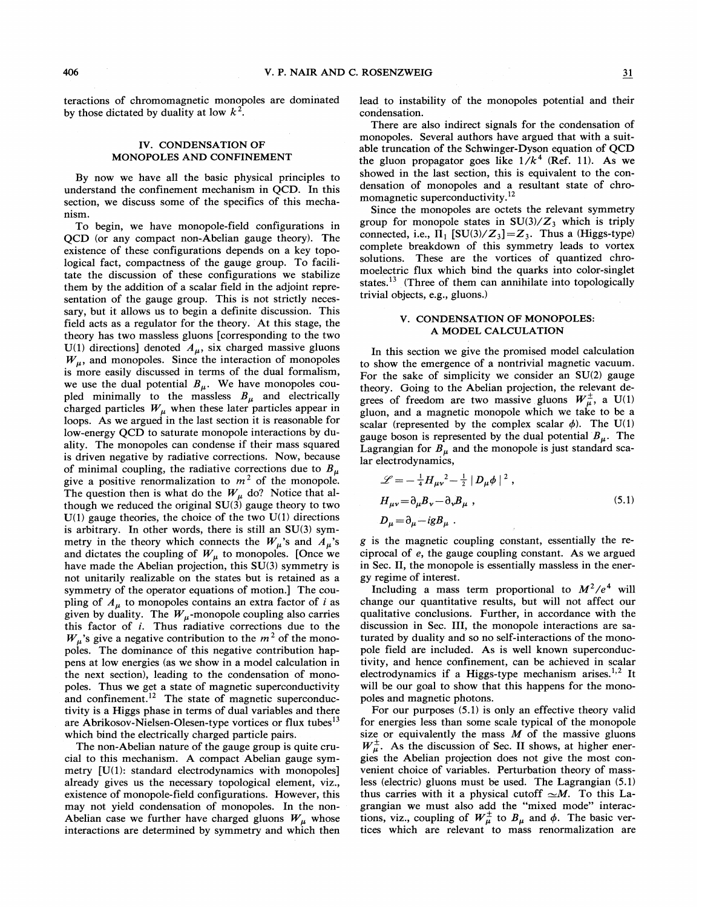teractions of chromomagnetic monopoles are dominated by those dictated by duality at low $k^2$.

## IV. CONDENSATION OF MONOPOLES AND CONFINEMENT

By now we have all the basic physical principles to understand the confinement mechanism in QCD. In this section, we discuss some of the specifics of this mechanism.

To begin, we have monopole-field configurations in QCD (or any compact non-Abelian gauge theory). The existence of these configurations depends on a key topological fact, compactness of the gauge group. To facilitate the discussion of these configurations we stabilize them by the addition of a scalar field in the adjoint representation of the gauge group. This is not strictly necessary, but it allows us to begin a definite discussion. This field acts as a regulator for the theory. At this stage, the theory has two massless gluons [corresponding to the two U(1) directions] denoted $A_\mu$, six charged massive gluons $W_\mu$, and monopoles. Since the interaction of monopoles is more easily discussed in terms of the dual formalism, we use the dual potential $B_\mu$. We have monopoles coupled minimally to the massless $B_\mu$ and electrically charged particles $W_\mu$ when these later particles appear in loops. As we argued in the last section it is reasonable for low-energy QCD to saturate monopole interactions by duality. The monopoles can condense if their mass squared is driven negative by radiative corrections. Now, because of minimal coupling, the radiative corrections due to $B_\mu$ give a positive renormalization to $m^2$ of the monopole. The question then is what do the $W_\mu$ do? Notice that although we reduced the original SU(3) gauge theory to two U(1) gauge theories, the choice of the two U(1) directions is arbitrary. In other words, there is still an SU(3) symmetry in the theory which connects the $W_\mu$'s and $A_\mu$'s and dictates the coupling of $W_\mu$ to monopoles. [Once we have made the Abelian projection, this SU(3) symmetry is not unitarily realizable on the states but is retained as a symmetry of the operator equations of motion.] The coupling of $A_\mu$ to monopoles contains an extra factor of $i$ as given by duality. The $W_\mu$-monopole coupling also carries this factor of $i$. Thus radiative corrections due to the $W_\mu$'s give a negative contribution to the $m^2$ of the monopoles. The dominance of this negative contribution happens at low energies (as we show in a model calculation in the next section), leading to the condensation of monopoles. Thus we get a state of magnetic superconductivity and confinement.[12] The state of magnetic superconductivity is a Higgs phase in terms of dual variables and there are Abrikosov-Nielsen-Olesen-type vortices or flux tubes[13] which bind the electrically charged particle pairs.

The non-Abelian nature of the gauge group is quite crucial to this mechanism. A compact Abelian gauge symmetry [U(1): standard electrodynamics with monopoles] already gives us the necessary topological element, viz., existence of monopole-field configurations. However, this may not yield condensation of monopoles. In the non-Abelian case we further have charged gluons $W_\mu$ whose interactions are determined by symmetry and which then lead to instability of the monopoles potential and their condensation.

There are also indirect signals for the condensation of monopoles. Several authors have argued that with a suitable truncation of the Schwinger-Dyson equation of QCD the gluon propagator goes like $1/k^4$ (Ref. 11). As we showed in the last section, this is equivalent to the condensation of monopoles and a resultant state of chromomagnetic superconductivity.[12]

Since the monopoles are octets the relevant symmetry group for monopole states in SU(3)/$Z_3$ which is triply connected, i.e., $\Pi_1$ [SU(3)/$Z_3$]=$Z_3$. Thus a (Higgs-type) complete breakdown of this symmetry leads to vortex solutions. These are the vortices of quantized chromoelectric flux which bind the quarks into color-singlet states.[13] (Three of them can annihilate into topologically trivial objects, e.g., gluons.)

## V. CONDENSATION OF MONOPOLES: A MODEL CALCULATION

In this section we give the promised model calculation to show the emergence of a nontrivial magnetic vacuum. For the sake of simplicity we consider an SU(2) gauge theory. Going to the Abelian projection, the relevant degrees of freedom are two massive gluons $W_\mu^\pm$, a U(1) gluon, and a magnetic monopole which we take to be a scalar (represented by the complex scalar $\phi$). The U(1) gauge boson is represented by the dual potential $B_\mu$. The Lagrangian for $B_\mu$ and the monopole is just standard scalar electrodynamics,

$$
\begin{aligned}
&\mathscr{L}=-\tfrac{1}{4}H_{\mu\nu}{}^2-\tfrac{1}{2}\,|D_\mu\phi\,|^2\,,\\
&H_{\mu\nu}=\partial_\mu B_\nu-\partial_\nu B_\mu\,,\\
&D_\mu=\partial_\mu-igB_\mu\,.
\end{aligned}
\tag{5.1}
$$

$g$ is the magnetic coupling constant, essentially the reciprocal of $e$, the gauge coupling constant. As we argued in Sec. II, the monopole is essentially massless in the energy regime of interest.

Including a mass term proportional to $M^2/e^4$ will change our quantitative results, but will not affect our qualitative conclusions. Further, in accordance with the discussion in Sec. III, the monopole interactions are saturated by duality and so no self-interactions of the monopole field are included. As is well known superconductivity, and hence confinement, can be achieved in scalar electrodynamics if a Higgs-type mechanism arises.[1,2] It will be our goal to show that this happens for the monopoles and magnetic photons.

For our purposes (5.1) is only an effective theory valid for energies less than some scale typical of the monopole size or equivalently the mass $M$ of the massive gluons $W_\mu^\pm$. As the discussion of Sec. II shows, at higher energies the Abelian projection does not give the most convenient choice of variables. Perturbation theory of massless (electric) gluons must be used. The Lagrangian (5.1) thus carries with it a physical cutoff $\simeq M$. To this Lagrangian we must also add the "mixed mode" interactions, viz., coupling of $W_\mu^\pm$ to $B_\mu$ and $\phi$. The basic vertices which are relevant to mass renormalization are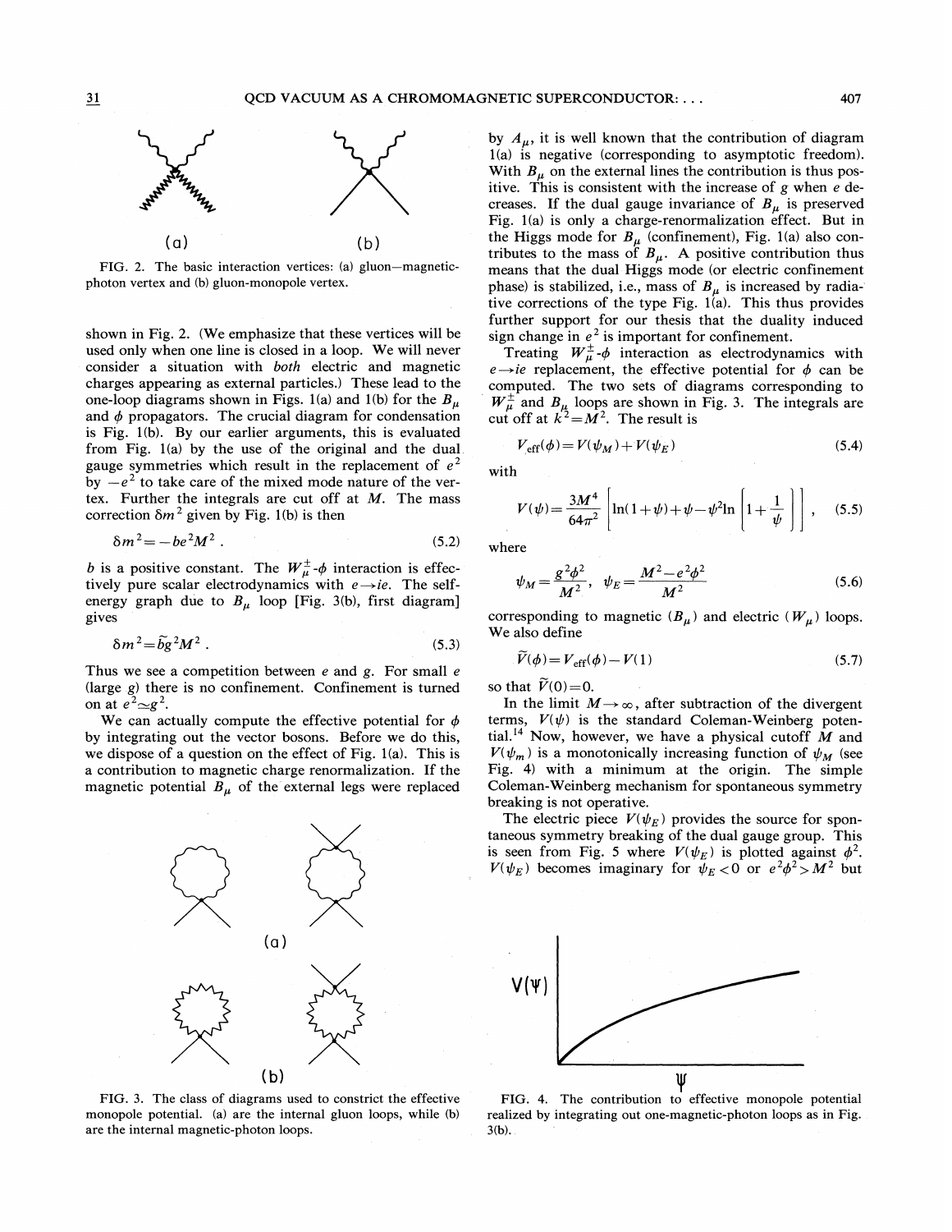FIG. 2. The basic interaction vertices: (a) gluon—magnetic-photon vertex and (b) gluon-monopole vertex.

shown in Fig. 2. (We emphasize that these vertices will be used only when one line is closed in a loop. We will never consider a situation with *both* electric and magnetic charges appearing as external particles.) These lead to the one-loop diagrams shown in Figs. 1(a) and 1(b) for the $B_\mu$ and $\phi$ propagators. The crucial diagram for condensation is Fig. 1(b). By our earlier arguments, this is evaluated from Fig. 1(a) by the use of the original and the dual gauge symmetries which result in the replacement of $e^2$ by $-e^2$ to take care of the mixed mode nature of the vertex. Further the integrals are cut off at $M$. The mass correction $\delta m^2$ given by Fig. 1(b) is then

$$\delta m^2 = -be^2M^2 . \tag{5.2}$$

$b$ is a positive constant. The $W_\mu^\pm$-$\phi$ interaction is effectively pure scalar electrodynamics with $e \to ie$. The self-energy graph due to $B_\mu$ loop [Fig. 3(b), first diagram] gives

$$\delta m^2 = \tilde{b}g^2M^2 . \tag{5.3}$$

Thus we see a competition between $e$ and $g$. For small $e$ (large $g$) there is no confinement. Confinement is turned on at $e^2 \simeq g^2$.

We can actually compute the effective potential for $\phi$ by integrating out the vector bosons. Before we do this, we dispose of a question on the effect of Fig. 1(a). This is a contribution to magnetic charge renormalization. If the magnetic potential $B_\mu$ of the external legs were replaced by $A_\mu$, it is well known that the contribution of diagram 1(a) is negative (corresponding to asymptotic freedom). With $B_\mu$ on the external lines the contribution is thus positive. This is consistent with the increase of $g$ when $e$ decreases. If the dual gauge invariance of $B_\mu$ is preserved Fig. 1(a) is only a charge-renormalization effect. But in the Higgs mode for $B_\mu$ (confinement), Fig. 1(a) also contributes to the mass of $B_\mu$. A positive contribution thus means that the dual Higgs mode (or electric confinement phase) is stabilized, i.e., mass of $B_\mu$ is increased by radiative corrections of the type Fig. 1(a). This thus provides further support for our thesis that the duality induced sign change in $e^2$ is important for confinement.

Treating $W_\mu^\pm$-$\phi$ interaction as electrodynamics with $e \to ie$ replacement, the effective potential for $\phi$ can be computed. The two sets of diagrams corresponding to $W_\mu^\pm$ and $B_\mu$ loops are shown in Fig. 3. The integrals are cut off at $k^2 = M^2$. The result is

$$V_{\rm eff}(\phi) = V(\psi_M) + V(\psi_E) \tag{5.4}$$

with

$$V(\psi) = \frac{3M^4}{64\pi^2}\left[\ln(1+\psi) + \psi - \psi^2 \ln\left[1+\frac{1}{\psi}\right]\right], \tag{5.5}$$

where

$$\psi_M = \frac{g^2\phi^2}{M^2}, \quad \psi_E = \frac{M^2 - e^2\phi^2}{M^2} \tag{5.6}$$

corresponding to magnetic ($B_\mu$) and electric ($W_\mu$) loops. We also define

$$\tilde{V}(\phi) = V_{\rm eff}(\phi) - V(1) \tag{5.7}$$

so that $\tilde{V}(0) = 0$.

In the limit $M \to \infty$, after subtraction of the divergent terms, $V(\psi)$ is the standard Coleman-Weinberg potential.[14] Now, however, we have a physical cutoff $M$ and $V(\psi_m)$ is a monotonically increasing function of $\psi_M$ (see Fig. 4) with a minimum at the origin. The simple Coleman-Weinberg mechanism for spontaneous symmetry breaking is not operative.

The electric piece $V(\psi_E)$ provides the source for spontaneous symmetry breaking of the dual gauge group. This is seen from Fig. 5 where $V(\psi_E)$ is plotted against $\phi^2$. $V(\psi_E)$ becomes imaginary for $\psi_E < 0$ or $e^2\phi^2 > M^2$ but

FIG. 3. The class of diagrams used to constrict the effective monopole potential. (a) are the internal gluon loops, while (b) are the internal magnetic-photon loops.

FIG. 4. The contribution to effective monopole potential realized by integrating out one-magnetic-photon loops as in Fig. 3(b).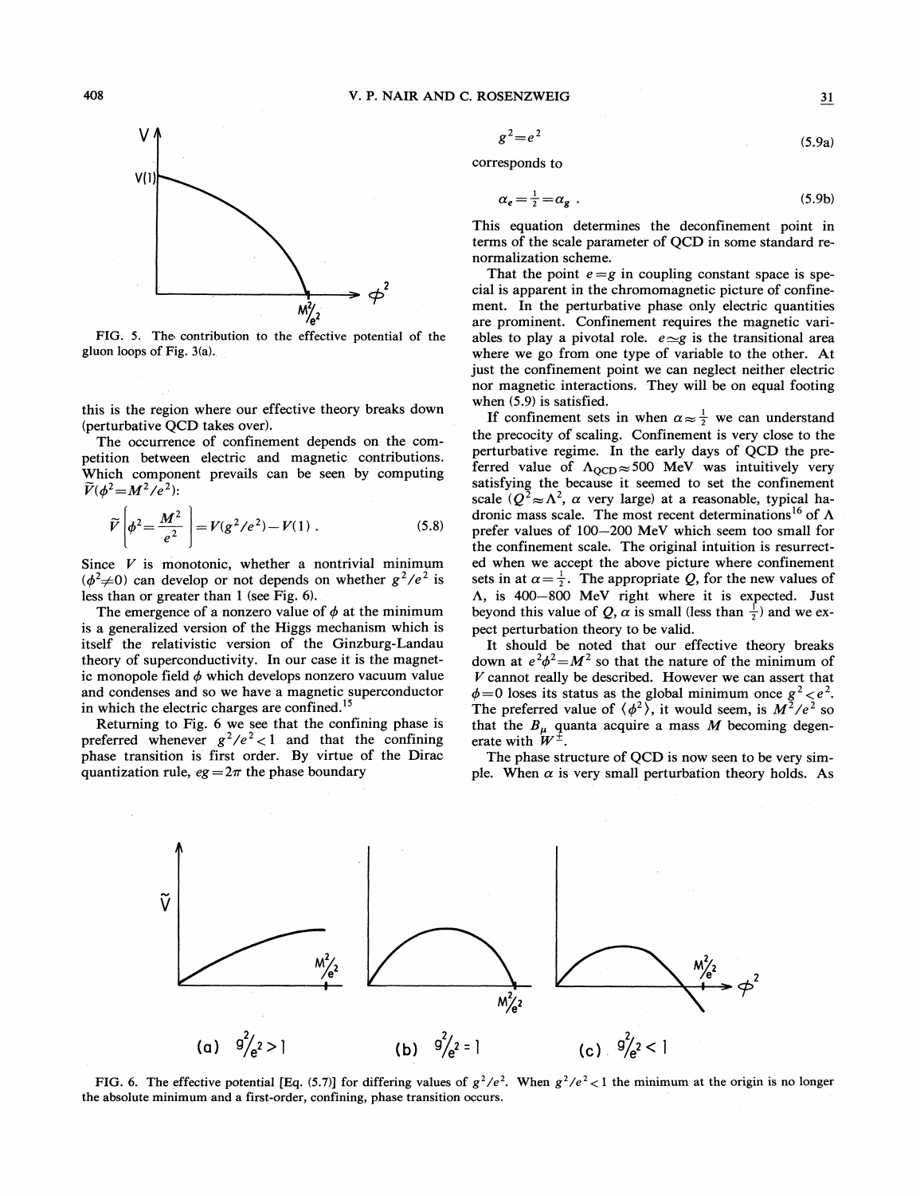FIG. 5. The contribution to the effective potential of the gluon loops of Fig. 3(a).

this is the region where our effective theory breaks down (perturbative QCD takes over).

The occurrence of confinement depends on the competition between electric and magnetic contributions. Which component prevails can be seen by computing $\tilde{V}(\phi^2=M^2/e^2)$:

$$\tilde{V}\left[\phi^2=\frac{M^2}{e^2}\right]=V(g^2/e^2)-V(1)\ . \tag{5.8}$$

Since $V$ is monotonic, whether a nontrivial minimum ($\phi^2\neq 0$) can develop or not depends on whether $g^2/e^2$ is less than or greater than 1 (see Fig. 6).

The emergence of a nonzero value of $\phi$ at the minimum is a generalized version of the Higgs mechanism which is itself the relativistic version of the Ginzburg-Landau theory of superconductivity. In our case it is the magnetic monopole field $\phi$ which develops nonzero vacuum value and condenses and so we have a magnetic superconductor in which the electric charges are confined.[15]

Returning to Fig. 6 we see that the confining phase is preferred whenever $g^2/e^2<1$ and that the confining phase transition is first order. By virtue of the Dirac quantization rule, $eg=2\pi$ the phase boundary

$$g^2=e^2 \tag{5.9a}$$

corresponds to

$$\alpha_e=\tfrac{1}{2}=\alpha_g\ . \tag{5.9b}$$

This equation determines the deconfinement point in terms of the scale parameter of QCD in some standard renormalization scheme.

That the point $e=g$ in coupling constant space is special is apparent in the chromomagnetic picture of confinement. In the perturbative phase only electric quantities are prominent. Confinement requires the magnetic variables to play a pivotal role. $e\simeq g$ is the transitional area where we go from one type of variable to the other. At just the confinement point we can neglect neither electric nor magnetic interactions. They will be on equal footing when (5.9) is satisfied.

If confinement sets in when $\alpha\approx\frac{1}{2}$ we can understand the precocity of scaling. Confinement is very close to the perturbative regime. In the early days of QCD the preferred value of $\Lambda_{\rm QCD}\approx 500$ MeV was intuitively very satisfying the because it seemed to set the confinement scale ($Q^2\approx\Lambda^2$, $\alpha$ very large) at a reasonable, typical hadronic mass scale. The most recent determinations[16] of $\Lambda$ prefer values of 100–200 MeV which seem too small for the confinement scale. The original intuition is resurrected when we accept the above picture where confinement sets in at $\alpha=\frac{1}{2}$. The appropriate $Q$, for the new values of $\Lambda$, is 400–800 MeV right where it is expected. Just beyond this value of $Q$, $\alpha$ is small (less than $\frac{1}{2}$) and we expect perturbation theory to be valid.

It should be noted that our effective theory breaks down at $e^2\phi^2=M^2$ so that the nature of the minimum of $V$ cannot really be described. However we can assert that $\phi=0$ loses its status as the global minimum once $g^2<e^2$. The preferred value of $\langle\phi^2\rangle$, it would seem, is $M^2/e^2$ so that the $B_\mu$ quanta acquire a mass $M$ becoming degenerate with $W^{\pm}$.

The phase structure of QCD is now seen to be very simple. When $\alpha$ is very small perturbation theory holds. As

FIG. 6. The effective potential [Eq. (5.7)] for differing values of $g^2/e^2$. When $g^2/e^2<1$ the minimum at the origin is no longer the absolute minimum and a first-order, confining, phase transition occurs.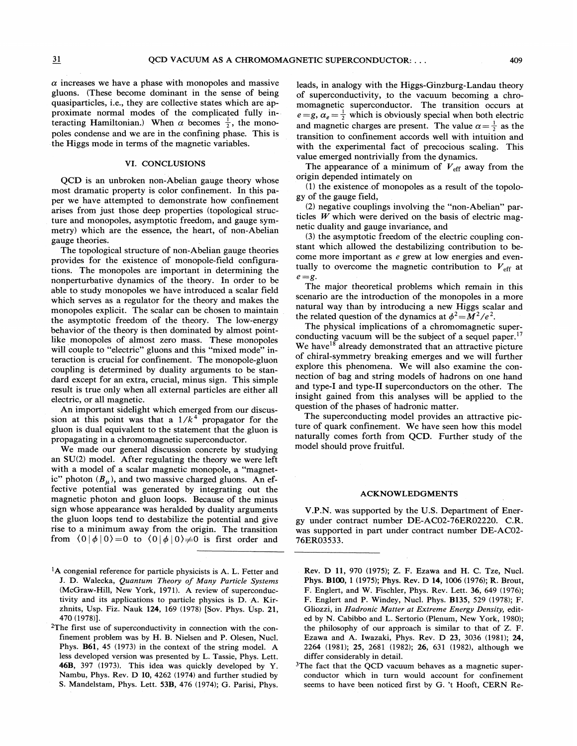$\alpha$ increases we have a phase with monopoles and massive gluons. (These become dominant in the sense of being quasiparticles, i.e., they are collective states which are approximate normal modes of the complicated fully interacting Hamiltonian.) When $\alpha$ becomes $\frac{1}{2}$, the monopoles condense and we are in the confining phase. This is the Higgs mode in terms of the magnetic variables.

## VI. CONCLUSIONS

QCD is an unbroken non-Abelian gauge theory whose most dramatic property is color confinement. In this paper we have attempted to demonstrate how confinement arises from just those deep properties (topological structure and monopoles, asymptotic freedom, and gauge symmetry) which are the essence, the heart, of non-Abelian gauge theories.

The topological structure of non-Abelian gauge theories provides for the existence of monopole-field configurations. The monopoles are important in determining the nonperturbative dynamics of the theory. In order to be able to study monopoles we have introduced a scalar field which serves as a regulator for the theory and makes the monopoles explicit. The scalar can be chosen to maintain the asymptotic freedom of the theory. The low-energy behavior of the theory is then dominated by almost pointlike monopoles of almost zero mass. These monopoles will couple to "electric" gluons and this "mixed mode" interaction is crucial for confinement. The monopole-gluon coupling is determined by duality arguments to be standard except for an extra, crucial, minus sign. This simple result is true only when all external particles are either all electric, or all magnetic.

An important sidelight which emerged from our discussion at this point was that a $1/k^4$ propagator for the gluon is dual equivalent to the statement that the gluon is propagating in a chromomagnetic superconductor.

We made our general discussion concrete by studying an SU(2) model. After regulating the theory we were left with a model of a scalar magnetic monopole, a "magnetic" photon ($B_\mu$), and two massive charged gluons. An effective potential was generated by integrating out the magnetic photon and gluon loops. Because of the minus sign whose appearance was heralded by duality arguments the gluon loops tend to destabilize the potential and give rise to a minimum away from the origin. The transition from $\langle 0|\phi|0\rangle=0$ to $\langle 0|\phi|0\rangle\neq 0$ is first order and leads, in analogy with the Higgs-Ginzburg-Landau theory of superconductivity, to the vacuum becoming a chromomagnetic superconductor. The transition occurs at $e=g$, $\alpha_e=\frac{1}{2}$ which is obviously special when both electric and magnetic charges are present. The value $\alpha=\frac{1}{2}$ as the transition to confinement accords well with intuition and with the experimental fact of precocious scaling. This value emerged nontrivially from the dynamics.

The appearance of a minimum of $V_{\text{eff}}$ away from the origin depended intimately on

(1) the existence of monopoles as a result of the topology of the gauge field,

(2) negative couplings involving the "non-Abelian" particles $W$ which were derived on the basis of electric magnetic duality and gauge invariance, and

(3) the asymptotic freedom of the electric coupling constant which allowed the destabilizing contribution to become more important as $e$ grew at low energies and eventually to overcome the magnetic contribution to $V_{\text{eff}}$ at $e=g$.

The major theoretical problems which remain in this scenario are the introduction of the monopoles in a more natural way than by introducing a new Higgs scalar and the related question of the dynamics at $\phi^2=M^2/e^2$.

The physical implications of a chromomagnetic superconducting vacuum will be the subject of a sequel paper.[17] We have[18] already demonstrated that an attractive picture of chiral-symmetry breaking emerges and we will further explore this phenomena. We will also examine the connection of bag and string models of hadrons on one hand and type-I and type-II superconductors on the other. The insight gained from this analyses will be applied to the question of the phases of hadronic matter.

The superconducting model provides an attractive picture of quark confinement. We have seen how this model naturally comes forth from QCD. Further study of the model should prove fruitful.

## ACKNOWLEDGMENTS

V.P.N. was supported by the U.S. Department of Energy under contract number DE-AC02-76ER02220. C.R. was supported in part under contract number DE-AC02-76ER03533.

---

[1] A congenial reference for particle physicists is A. L. Fetter and J. D. Walecka, *Quantum Theory of Many Particle Systems* (McGraw-Hill, New York, 1971). A review of superconductivity and its applications to particle physics is D. A. Kirzhnits, Usp. Fiz. Nauk **124**, 169 (1978) [Sov. Phys. Usp. **21**, 470 (1978)].

[2] The first use of superconductivity in connection with the confinement problem was by H. B. Nielsen and P. Olesen, Nucl. Phys. **B61**, 45 (1973) in the context of the string model. A less developed version was presented by L. Tassie, Phys. Lett. **46B**, 397 (1973). This idea was quickly developed by Y. Nambu, Phys. Rev. D **10**, 4262 (1974) and further studied by S. Mandelstam, Phys. Lett. **53B**, 476 (1974); G. Parisi, Phys. Rev. D **11**, 970 (1975); Z. F. Ezawa and H. C. Tze, Nucl. Phys. **B100**, 1 (1975); Phys. Rev. D **14**, 1006 (1976); R. Brout, F. Englert, and W. Fischler, Phys. Rev. Lett. **36**, 649 (1976); F. Englert and P. Windey, Nucl. Phys. **B135**, 529 (1978); F. Gliozzi, in *Hadronic Matter at Extreme Energy Density*, edited by N. Cabibbo and L. Sertorio (Plenum, New York, 1980); the philosophy of our approach is similar to that of Z. F. Ezawa and A. Iwazaki, Phys. Rev. D **23**, 3036 (1981); **24**, 2264 (1981); **25**, 2681 (1982); **26**, 631 (1982), although we differ considerably in detail.

[3] The fact that the QCD vacuum behaves as a magnetic superconductor which in turn would account for confinement seems to have been noticed first by G. 't Hooft, CERN Re-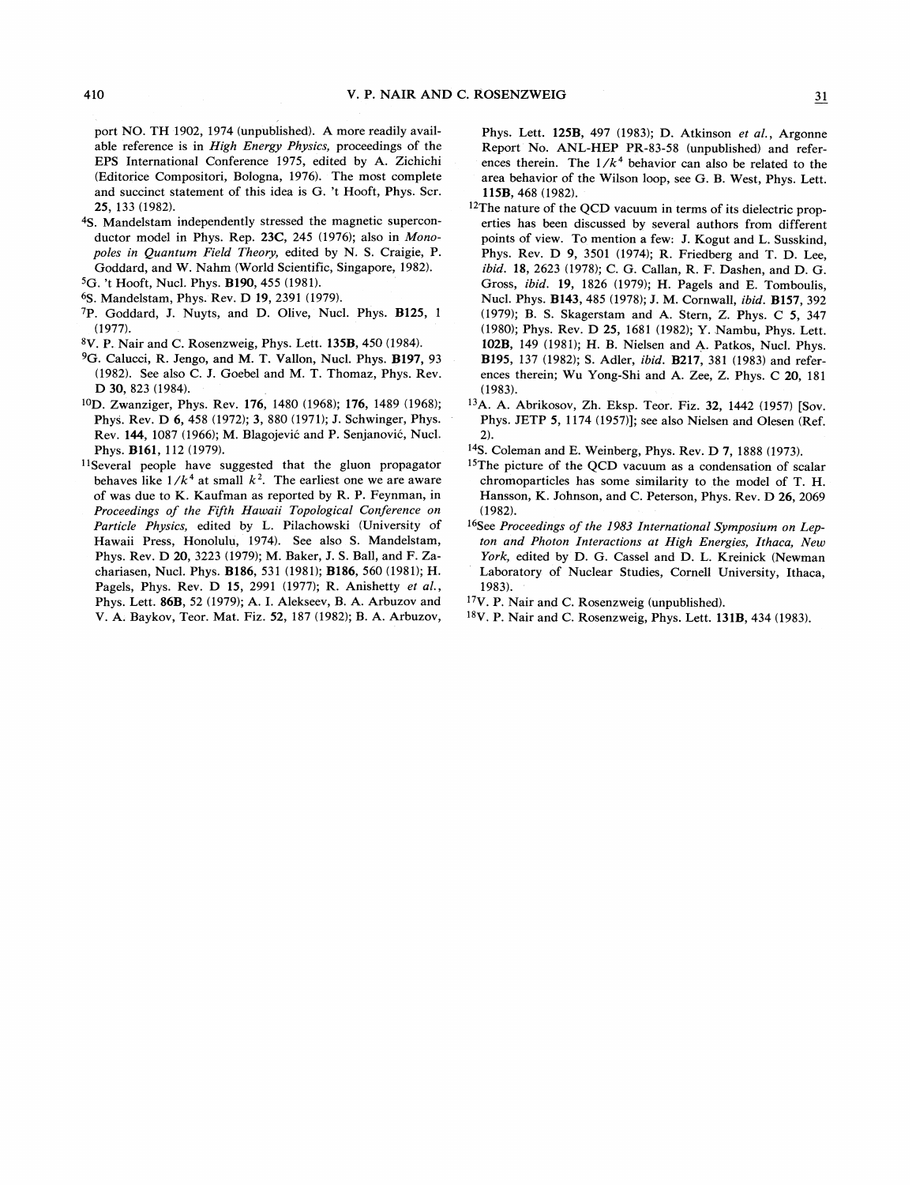port NO. TH 1902, 1974 (unpublished). A more readily available reference is in *High Energy Physics,* proceedings of the EPS International Conference 1975, edited by A. Zichichi (Editorice Compositori, Bologna, 1976). The most complete and succinct statement of this idea is G. 't Hooft, Phys. Scr. **25**, 133 (1982).

[4]S. Mandelstam independently stressed the magnetic superconductor model in Phys. Rep. **23C**, 245 (1976); also in *Monopoles in Quantum Field Theory,* edited by N. S. Craigie, P. Goddard, and W. Nahm (World Scientific, Singapore, 1982).

[5]G. 't Hooft, Nucl. Phys. **B190**, 455 (1981).

[6]S. Mandelstam, Phys. Rev. D **19**, 2391 (1979).

[7]P. Goddard, J. Nuyts, and D. Olive, Nucl. Phys. **B125**, 1 (1977).

[8]V. P. Nair and C. Rosenzweig, Phys. Lett. **135B**, 450 (1984).

[9]G. Calucci, R. Jengo, and M. T. Vallon, Nucl. Phys. **B197**, 93 (1982). See also C. J. Goebel and M. T. Thomaz, Phys. Rev. D **30**, 823 (1984).

[10]D. Zwanziger, Phys. Rev. **176**, 1480 (1968); **176**, 1489 (1968); Phys. Rev. D **6**, 458 (1972); **3**, 880 (1971); J. Schwinger, Phys. Rev. **144**, 1087 (1966); M. Blagojević and P. Senjanović, Nucl. Phys. **B161**, 112 (1979).

[11]Several people have suggested that the gluon propagator behaves like $1/k^4$ at small $k^2$. The earliest one we are aware of was due to K. Kaufman as reported by R. P. Feynman, in *Proceedings of the Fifth Hawaii Topological Conference on Particle Physics,* edited by L. Pilachowski (University of Hawaii Press, Honolulu, 1974). See also S. Mandelstam, Phys. Rev. D **20**, 3223 (1979); M. Baker, J. S. Ball, and F. Zachariasen, Nucl. Phys. **B186**, 531 (1981); **B186**, 560 (1981); H. Pagels, Phys. Rev. D **15**, 2991 (1977); R. Anishetty *et al.*, Phys. Lett. **86B**, 52 (1979); A. I. Alekseev, B. A. Arbuzov and V. A. Baykov, Teor. Mat. Fiz. **52**, 187 (1982); B. A. Arbuzov, Phys. Lett. **125B**, 497 (1983); D. Atkinson *et al.*, Argonne Report No. ANL-HEP PR-83-58 (unpublished) and references therein. The $1/k^4$ behavior can also be related to the area behavior of the Wilson loop, see G. B. West, Phys. Lett. **115B**, 468 (1982).

[12]The nature of the QCD vacuum in terms of its dielectric properties has been discussed by several authors from different points of view. To mention a few: J. Kogut and L. Susskind, Phys. Rev. D **9**, 3501 (1974); R. Friedberg and T. D. Lee, *ibid.* **18**, 2623 (1978); C. G. Callan, R. F. Dashen, and D. G. Gross, *ibid.* **19**, 1826 (1979); H. Pagels and E. Tomboulis, Nucl. Phys. **B143**, 485 (1978); J. M. Cornwall, *ibid.* **B157**, 392 (1979); B. S. Skagerstam and A. Stern, Z. Phys. C **5**, 347 (1980); Phys. Rev. D **25**, 1681 (1982); Y. Nambu, Phys. Lett. **102B**, 149 (1981); H. B. Nielsen and A. Patkos, Nucl. Phys. **B195**, 137 (1982); S. Adler, *ibid.* **B217**, 381 (1983) and references therein; Wu Yong-Shi and A. Zee, Z. Phys. C **20**, 181 (1983).

[13]A. A. Abrikosov, Zh. Eksp. Teor. Fiz. **32**, 1442 (1957) [Sov. Phys. JETP **5**, 1174 (1957)]; see also Nielsen and Olesen (Ref. 2).

[14]S. Coleman and E. Weinberg, Phys. Rev. D **7**, 1888 (1973).

[15]The picture of the QCD vacuum as a condensation of scalar chromoparticles has some similarity to the model of T. H. Hansson, K. Johnson, and C. Peterson, Phys. Rev. D **26**, 2069 (1982).

[16]See *Proceedings of the 1983 International Symposium on Lepton and Photon Interactions at High Energies, Ithaca, New York,* edited by D. G. Cassel and D. L. Kreinick (Newman Laboratory of Nuclear Studies, Cornell University, Ithaca, 1983).

[17]V. P. Nair and C. Rosenzweig (unpublished).

[18]V. P. Nair and C. Rosenzweig, Phys. Lett. **131B**, 434 (1983).